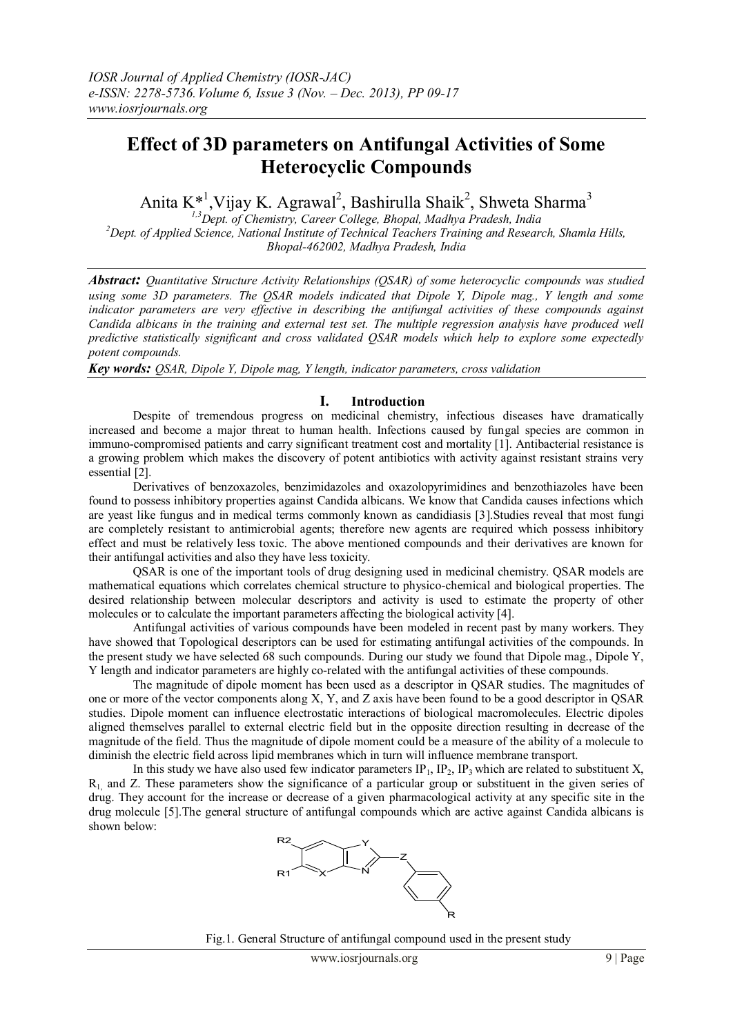# Effect of 3D parameters on Antifungal Activities of Some Heterocyclic Compounds

Anita K*[1], Vijay K. Agrawal[2], Bashirulla Shaik[2], Shweta Sharma[3]

[1,3]Dept. of Chemistry, Career College, Bhopal, Madhya Pradesh, India
[2]Dept. of Applied Science, National Institute of Technical Teachers Training and Research, Shamla Hills, Bhopal-462002, Madhya Pradesh, India

***Abstract:*** *Quantitative Structure Activity Relationships (QSAR) of some heterocyclic compounds was studied using some 3D parameters. The QSAR models indicated that Dipole Y, Dipole mag., Y length and some indicator parameters are very effective in describing the antifungal activities of these compounds against Candida albicans in the training and external test set. The multiple regression analysis have produced well predictive statistically significant and cross validated QSAR models which help to explore some expectedly potent compounds.*

***Key words:*** *QSAR, Dipole Y, Dipole mag, Y length, indicator parameters, cross validation*

## I. Introduction

Despite of tremendous progress on medicinal chemistry, infectious diseases have dramatically increased and become a major threat to human health. Infections caused by fungal species are common in immuno-compromised patients and carry significant treatment cost and mortality [1]. Antibacterial resistance is a growing problem which makes the discovery of potent antibiotics with activity against resistant strains very essential [2].

Derivatives of benzoxazoles, benzimidazoles and oxazolopyrimidines and benzothiazoles have been found to possess inhibitory properties against Candida albicans. We know that Candida causes infections which are yeast like fungus and in medical terms commonly known as candidiasis [3].Studies reveal that most fungi are completely resistant to antimicrobial agents; therefore new agents are required which possess inhibitory effect and must be relatively less toxic. The above mentioned compounds and their derivatives are known for their antifungal activities and also they have less toxicity.

QSAR is one of the important tools of drug designing used in medicinal chemistry. QSAR models are mathematical equations which correlates chemical structure to physico-chemical and biological properties. The desired relationship between molecular descriptors and activity is used to estimate the property of other molecules or to calculate the important parameters affecting the biological activity [4].

Antifungal activities of various compounds have been modeled in recent past by many workers. They have showed that Topological descriptors can be used for estimating antifungal activities of the compounds. In the present study we have selected 68 such compounds. During our study we found that Dipole mag., Dipole Y, Y length and indicator parameters are highly co-related with the antifungal activities of these compounds.

The magnitude of dipole moment has been used as a descriptor in QSAR studies. The magnitudes of one or more of the vector components along X, Y, and Z axis have been found to be a good descriptor in QSAR studies. Dipole moment can influence electrostatic interactions of biological macromolecules. Electric dipoles aligned themselves parallel to external electric field but in the opposite direction resulting in decrease of the magnitude of the field. Thus the magnitude of dipole moment could be a measure of the ability of a molecule to diminish the electric field across lipid membranes which in turn will influence membrane transport.

In this study we have also used few indicator parameters $IP_1$, $IP_2$, $IP_3$ which are related to substituent X, $R_1$, and Z. These parameters show the significance of a particular group or substituent in the given series of drug. They account for the increase or decrease of a given pharmacological activity at any specific site in the drug molecule [5].The general structure of antifungal compounds which are active against Candida albicans is shown below:

Fig.1. General Structure of antifungal compound used in the present study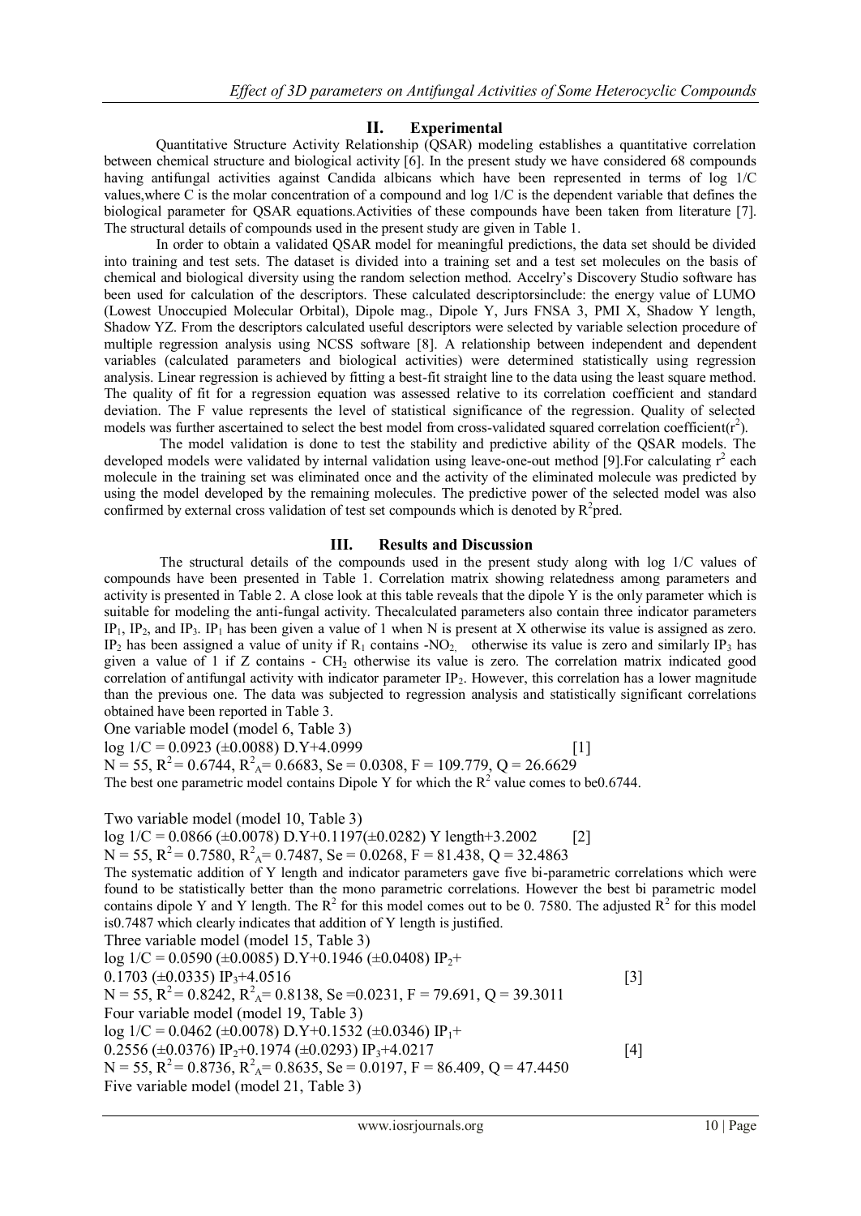## II. Experimental

Quantitative Structure Activity Relationship (QSAR) modeling establishes a quantitative correlation between chemical structure and biological activity [6]. In the present study we have considered 68 compounds having antifungal activities against Candida albicans which have been represented in terms of log 1/C values,where C is the molar concentration of a compound and log 1/C is the dependent variable that defines the biological parameter for QSAR equations.Activities of these compounds have been taken from literature [7]. The structural details of compounds used in the present study are given in Table 1.

In order to obtain a validated QSAR model for meaningful predictions, the data set should be divided into training and test sets. The dataset is divided into a training set and a test set molecules on the basis of chemical and biological diversity using the random selection method. Accelry's Discovery Studio software has been used for calculation of the descriptors. These calculated descriptorsinclude: the energy value of LUMO (Lowest Unoccupied Molecular Orbital), Dipole mag., Dipole Y, Jurs FNSA 3, PMI X, Shadow Y length, Shadow YZ. From the descriptors calculated useful descriptors were selected by variable selection procedure of multiple regression analysis using NCSS software [8]. A relationship between independent and dependent variables (calculated parameters and biological activities) were determined statistically using regression analysis. Linear regression is achieved by fitting a best-fit straight line to the data using the least square method. The quality of fit for a regression equation was assessed relative to its correlation coefficient and standard deviation. The F value represents the level of statistical significance of the regression. Quality of selected models was further ascertained to select the best model from cross-validated squared correlation coefficient($r^2$).

The model validation is done to test the stability and predictive ability of the QSAR models. The developed models were validated by internal validation using leave-one-out method [9].For calculating $r^2$ each molecule in the training set was eliminated once and the activity of the eliminated molecule was predicted by using the model developed by the remaining molecules. The predictive power of the selected model was also confirmed by external cross validation of test set compounds which is denoted by $R^2$pred.

## III. Results and Discussion

The structural details of the compounds used in the present study along with log 1/C values of compounds have been presented in Table 1. Correlation matrix showing relatedness among parameters and activity is presented in Table 2. A close look at this table reveals that the dipole Y is the only parameter which is suitable for modeling the anti-fungal activity. Thecalculated parameters also contain three indicator parameters $IP_1$, $IP_2$, and $IP_3$. $IP_1$ has been given a value of 1 when N is present at X otherwise its value is assigned as zero. $IP_2$ has been assigned a value of unity if $R_1$ contains $-NO_2$, otherwise its value is zero and similarly $IP_3$ has given a value of 1 if Z contains - $CH_2$ otherwise its value is zero. The correlation matrix indicated good correlation of antifungal activity with indicator parameter $IP_2$. However, this correlation has a lower magnitude than the previous one. The data was subjected to regression analysis and statistically significant correlations obtained have been reported in Table 3.

One variable model (model 6, Table 3)

$$\log 1/C = 0.0923\ (\pm 0.0088)\ D.Y + 4.0999 \quad [1]$$

$N = 55$, $R^2 = 0.6744$, $R^2_A = 0.6683$, $Se = 0.0308$, $F = 109.779$, $Q = 26.6629$

The best one parametric model contains Dipole Y for which the $R^2$ value comes to be0.6744.

Two variable model (model 10, Table 3)

$$\log 1/C = 0.0866\ (\pm 0.0078)\ D.Y + 0.1197(\pm 0.0282)\ Y\ length + 3.2002 \quad [2]$$

$N = 55$, $R^2 = 0.7580$, $R^2_A = 0.7487$, $Se = 0.0268$, $F = 81.438$, $Q = 32.4863$

The systematic addition of Y length and indicator parameters gave five bi-parametric correlations which were found to be statistically better than the mono parametric correlations. However the best bi parametric model contains dipole Y and Y length. The $R^2$ for this model comes out to be 0. 7580. The adjusted $R^2$ for this model is0.7487 which clearly indicates that addition of Y length is justified.

Three variable model (model 15, Table 3)

$$\log 1/C = 0.0590\ (\pm 0.0085)\ D.Y + 0.1946\ (\pm 0.0408)\ IP_2 + 0.1703\ (\pm 0.0335)\ IP_3 + 4.0516 \quad [3]$$

$N = 55$, $R^2 = 0.8242$, $R^2_A = 0.8138$, $Se = 0.0231$, $F = 79.691$, $Q = 39.3011$

Four variable model (model 19, Table 3)

$$\log 1/C = 0.0462\ (\pm 0.0078)\ D.Y + 0.1532\ (\pm 0.0346)\ IP_1 + 0.2556\ (\pm 0.0376)\ IP_2 + 0.1974\ (\pm 0.0293)\ IP_3 + 4.0217 \quad [4]$$

$N = 55$, $R^2 = 0.8736$, $R^2_A = 0.8635$, $Se = 0.0197$, $F = 86.409$, $Q = 47.4450$

Five variable model (model 21, Table 3)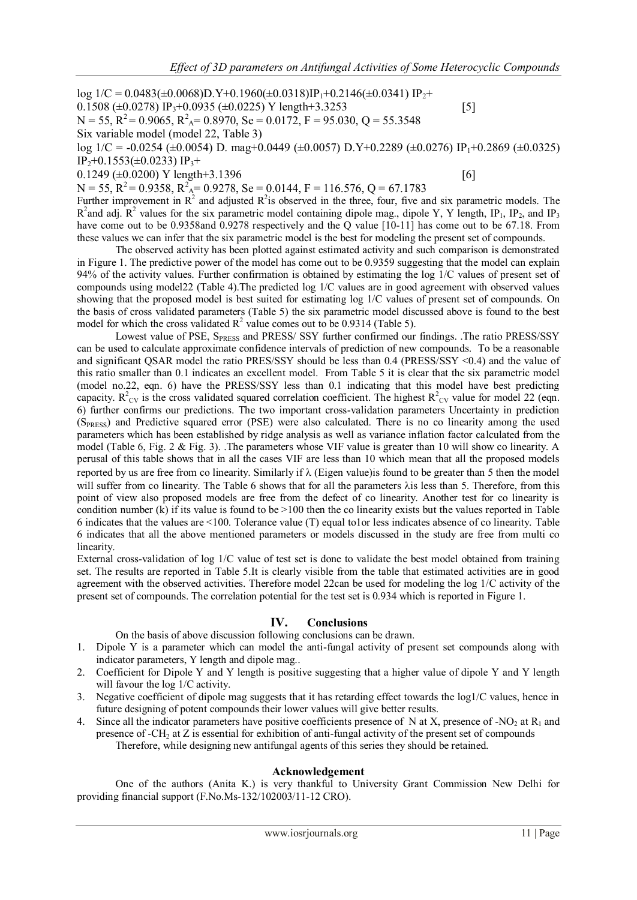$$\log 1/C = 0.0483(\pm 0.0068)D.Y + 0.1960(\pm 0.0318)IP_1 + 0.2146(\pm 0.0341)\ IP_2 + 0.1508\ (\pm 0.0278)\ IP_3 + 0.0935\ (\pm 0.0225)\ Y\ length + 3.3253 \quad [5]$$

$N = 55$, $R^2 = 0.9065$, $R^2_A = 0.8970$, $Se = 0.0172$, $F = 95.030$, $Q = 55.3548$

Six variable model (model 22, Table 3)

$$\log 1/C = -0.0254\ (\pm 0.0054)\ D.\ mag + 0.0449\ (\pm 0.0057)\ D.Y + 0.2289\ (\pm 0.0276)\ IP_1 + 0.2869\ (\pm 0.0325)\ IP_2 + 0.1553(\pm 0.0233)\ IP_3 + 0.1249\ (\pm 0.0200)\ Y\ length + 3.1396 \quad [6]$$

$N = 55$, $R^2 = 0.9358$, $R^2_A = 0.9278$, $Se = 0.0144$, $F = 116.576$, $Q = 67.1783$

Further improvement in $R^2$ and adjusted $R^2$is observed in the three, four, five and six parametric models. The $R^2$and adj. $R^2$ values for the six parametric model containing dipole mag., dipole Y, Y length, $IP_1$, $IP_2$, and $IP_3$ have come out to be 0.9358and 0.9278 respectively and the Q value [10-11] has come out to be 67.18. From these values we can infer that the six parametric model is the best for modeling the present set of compounds.

The observed activity has been plotted against estimated activity and such comparison is demonstrated in Figure 1. The predictive power of the model has come out to be 0.9359 suggesting that the model can explain 94% of the activity values. Further confirmation is obtained by estimating the log 1/C values of present set of compounds using model22 (Table 4).The predicted log 1/C values are in good agreement with observed values showing that the proposed model is best suited for estimating log 1/C values of present set of compounds. On the basis of cross validated parameters (Table 5) the six parametric model discussed above is found to the best model for which the cross validated $R^2$ value comes out to be 0.9314 (Table 5).

Lowest value of PSE, $S_{PRESS}$ and PRESS/ SSY further confirmed our findings. .The ratio PRESS/SSY can be used to calculate approximate confidence intervals of prediction of new compounds. To be a reasonable and significant QSAR model the ratio PRES/SSY should be less than 0.4 (PRESS/SSY <0.4) and the value of this ratio smaller than 0.1 indicates an excellent model. From Table 5 it is clear that the six parametric model (model no.22, eqn. 6) have the PRESS/SSY less than 0.1 indicating that this model have best predicting capacity. $R^2_{CV}$ is the cross validated squared correlation coefficient. The highest $R^2_{CV}$ value for model 22 (eqn. 6) further confirms our predictions. The two important cross-validation parameters Uncertainty in prediction ($S_{PRESS}$) and Predictive squared error (PSE) were also calculated. There is no co linearity among the used parameters which has been established by ridge analysis as well as variance inflation factor calculated from the model (Table 6, Fig. 2 & Fig. 3). .The parameters whose VIF value is greater than 10 will show co linearity. A perusal of this table shows that in all the cases VIF are less than 10 which mean that all the proposed models reported by us are free from co linearity. Similarly if $\lambda$ (Eigen value)is found to be greater than 5 then the model will suffer from co linearity. The Table 6 shows that for all the parameters $\lambda$is less than 5. Therefore, from this point of view also proposed models are free from the defect of co linearity. Another test for co linearity is condition number (k) if its value is found to be >100 then the co linearity exists but the values reported in Table 6 indicates that the values are <100. Tolerance value (T) equal to1or less indicates absence of co linearity. Table 6 indicates that all the above mentioned parameters or models discussed in the study are free from multi co linearity.

External cross-validation of log 1/C value of test set is done to validate the best model obtained from training set. The results are reported in Table 5.It is clearly visible from the table that estimated activities are in good agreement with the observed activities. Therefore model 22can be used for modeling the log 1/C activity of the present set of compounds. The correlation potential for the test set is 0.934 which is reported in Figure 1.

## IV. Conclusions

On the basis of above discussion following conclusions can be drawn.

1. Dipole Y is a parameter which can model the anti-fungal activity of present set compounds along with indicator parameters, Y length and dipole mag..
2. Coefficient for Dipole Y and Y length is positive suggesting that a higher value of dipole Y and Y length will favour the log 1/C activity.
3. Negative coefficient of dipole mag suggests that it has retarding effect towards the log1/C values, hence in future designing of potent compounds their lower values will give better results.
4. Since all the indicator parameters have positive coefficients presence of N at X, presence of $-NO_2$ at $R_1$ and presence of $-CH_2$ at Z is essential for exhibition of anti-fungal activity of the present set of compounds

   Therefore, while designing new antifungal agents of this series they should be retained.

### Acknowledgement

One of the authors (Anita K.) is very thankful to University Grant Commission New Delhi for providing financial support (F.No.Ms-132/102003/11-12 CRO).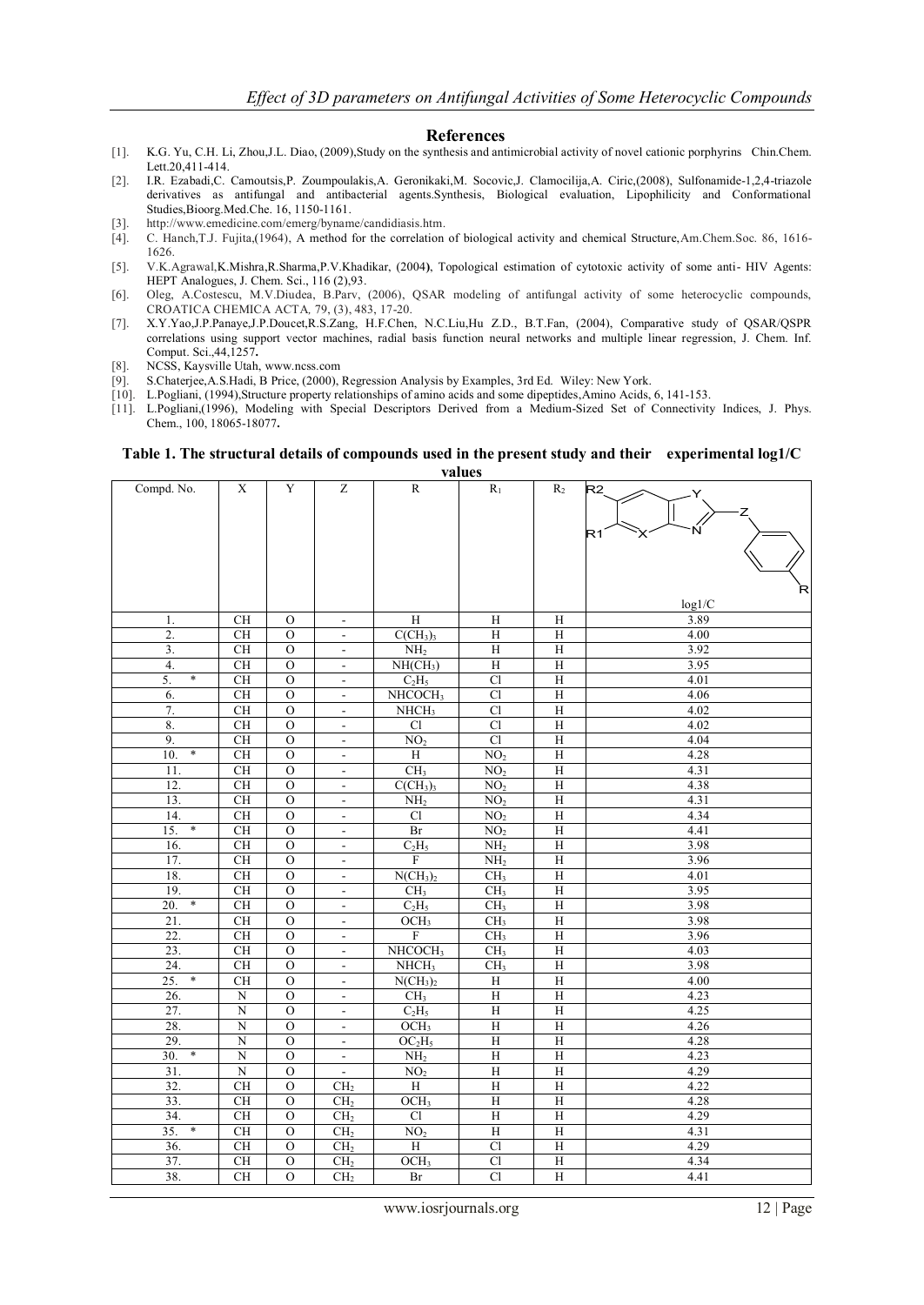## References

[1]. K.G. Yu, C.H. Li, Zhou,J.L. Diao, (2009),Study on the synthesis and antimicrobial activity of novel cationic porphyrins Chin.Chem. Lett.20,411-414.

[2]. I.R. Ezabadi,C. Camoutsis,P. Zoumpoulakis,A. Geronikaki,M. Socovic,J. Clamocilija,A. Ciric,(2008), Sulfonamide-1,2,4-triazole derivatives as antifungal and antibacterial agents.Synthesis, Biological evaluation, Lipophilicity and Conformational Studies,Bioorg.Med.Che. 16, 1150-1161.

[3]. http://www.emedicine.com/emerg/byname/candidiasis.htm.

[4]. C. Hanch,T.J. Fujita,(1964), A method for the correlation of biological activity and chemical Structure,Am.Chem.Soc. 86, 1616-1626.

[5]. V.K.Agrawal,K.Mishra,R.Sharma,P.V.Khadikar, (2004), Topological estimation of cytotoxic activity of some anti- HIV Agents: HEPT Analogues, J. Chem. Sci., 116 (2),93.

[6]. Oleg, A.Costescu, M.V.Diudea, B.Parv, (2006), QSAR modeling of antifungal activity of some heterocyclic compounds, CROATICA CHEMICA ACTA, 79, (3), 483, 17-20.

[7]. X.Y.Yao,J.P.Panaye,J.P.Doucet,R.S.Zang, H.F.Chen, N.C.Liu,Hu Z.D., B.T.Fan, (2004), Comparative study of QSAR/QSPR correlations using support vector machines, radial basis function neural networks and multiple linear regression, J. Chem. Inf. Comput. Sci.,44,1257.

[8]. NCSS, Kaysville Utah, www.ncss.com

[9]. S.Chaterjee,A.S.Hadi, B Price, (2000), Regression Analysis by Examples, 3rd Ed. Wiley: New York.

[10]. L.Pogliani, (1994),Structure property relationships of amino acids and some dipeptides,Amino Acids, 6, 141-153.

[11]. L.Pogliani,(1996), Modeling with Special Descriptors Derived from a Medium-Sized Set of Connectivity Indices, J. Phys. Chem., 100, 18065-18077.

**Table 1. The structural details of compounds used in the present study and their experimental log1/C values**

| Compd. No. | X | Y | Z | R | $R_1$ | $R_2$ | log1/C |
|---|---|---|---|---|---|---|---|
| 1. | CH | O | - | H | H | H | 3.89 |
| 2. | CH | O | - | $C(CH_3)_3$ | H | H | 4.00 |
| 3. | CH | O | - | $NH_2$ | H | H | 3.92 |
| 4. | CH | O | - | $NH(CH_3)$ | H | H | 3.95 |
| 5. * | CH | O | - | $C_2H_5$ | Cl | H | 4.01 |
| 6. | CH | O | - | $NHCOCH_3$ | Cl | H | 4.06 |
| 7. | CH | O | - | $NHCH_3$ | Cl | H | 4.02 |
| 8. | CH | O | - | Cl | Cl | H | 4.02 |
| 9. | CH | O | - | $NO_2$ | Cl | H | 4.04 |
| 10. * | CH | O | - | H | $NO_2$ | H | 4.28 |
| 11. | CH | O | - | $CH_3$ | $NO_2$ | H | 4.31 |
| 12. | CH | O | - | $C(CH_3)_3$ | $NO_2$ | H | 4.38 |
| 13. | CH | O | - | $NH_2$ | $NO_2$ | H | 4.31 |
| 14. | CH | O | - | Cl | $NO_2$ | H | 4.34 |
| 15. * | CH | O | - | Br | $NO_2$ | H | 4.41 |
| 16. | CH | O | - | $C_2H_5$ | $NH_2$ | H | 3.98 |
| 17. | CH | O | - | F | $NH_2$ | H | 3.96 |
| 18. | CH | O | - | $N(CH_3)_2$ | $CH_3$ | H | 4.01 |
| 19. | CH | O | - | $CH_3$ | $CH_3$ | H | 3.95 |
| 20. * | CH | O | - | $C_2H_5$ | $CH_3$ | H | 3.98 |
| 21. | CH | O | - | $OCH_3$ | $CH_3$ | H | 3.98 |
| 22. | CH | O | - | F | $CH_3$ | H | 3.96 |
| 23. | CH | O | - | $NHCOCH_3$ | $CH_3$ | H | 4.03 |
| 24. | CH | O | - | $NHCH_3$ | $CH_3$ | H | 3.98 |
| 25. * | CH | O | - | $N(CH_3)_2$ | H | H | 4.00 |
| 26. | N | O | - | $CH_3$ | H | H | 4.23 |
| 27. | N | O | - | $C_2H_5$ | H | H | 4.25 |
| 28. | N | O | - | $OCH_3$ | H | H | 4.26 |
| 29. | N | O | - | $OC_2H_5$ | H | H | 4.28 |
| 30. * | N | O | - | $NH_2$ | H | H | 4.23 |
| 31. | N | O | - | $NO_2$ | H | H | 4.29 |
| 32. | CH | O | $CH_2$ | H | H | H | 4.22 |
| 33. | CH | O | $CH_2$ | $OCH_3$ | H | H | 4.28 |
| 34. | CH | O | $CH_2$ | Cl | H | H | 4.29 |
| 35. * | CH | O | $CH_2$ | $NO_2$ | H | H | 4.31 |
| 36. | CH | O | $CH_2$ | H | Cl | H | 4.29 |
| 37. | CH | O | $CH_2$ | $OCH_3$ | Cl | H | 4.34 |
| 38. | CH | O | $CH_2$ | Br | Cl | H | 4.41 |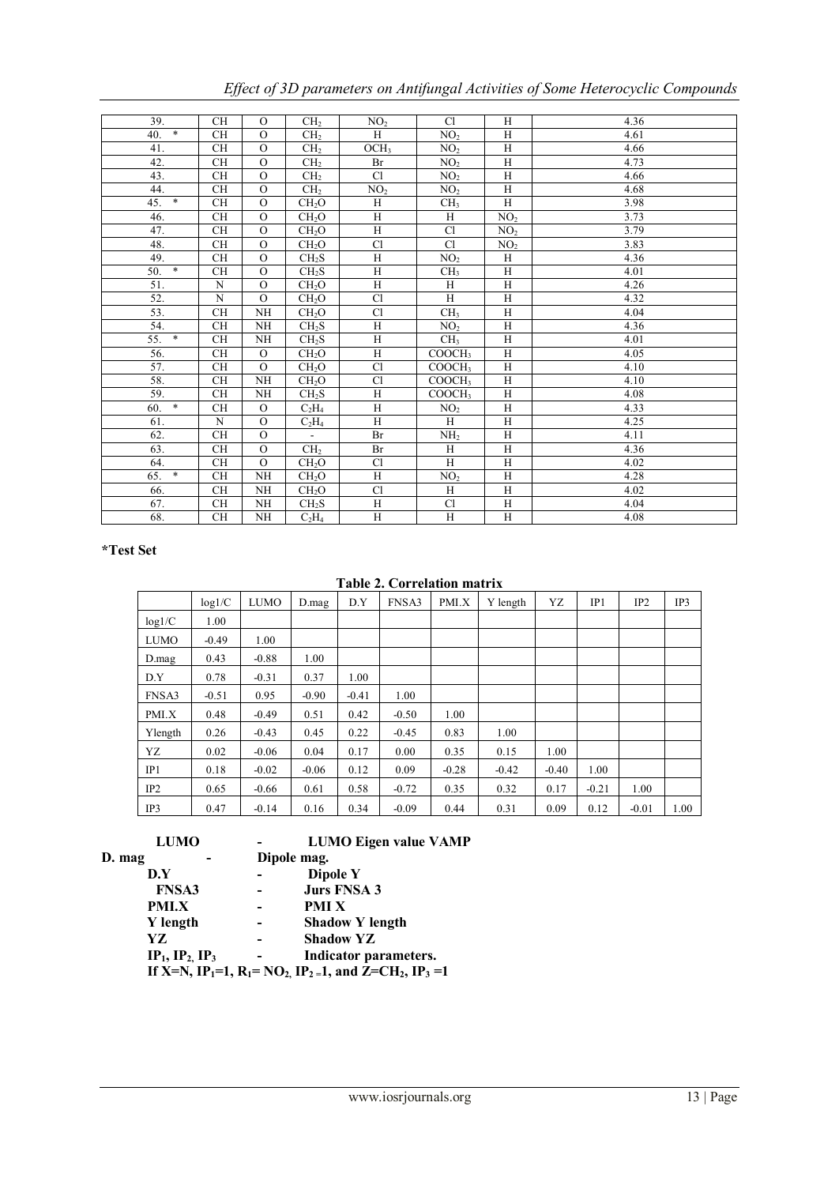| 39. | CH | O | $CH_2$ | $NO_2$ | Cl | H | 4.36 |
|---|---|---|---|---|---|---|---|
| 40. * | CH | O | $CH_2$ | H | $NO_2$ | H | 4.61 |
| 41. | CH | O | $CH_2$ | $OCH_3$ | $NO_2$ | H | 4.66 |
| 42. | CH | O | $CH_2$ | Br | $NO_2$ | H | 4.73 |
| 43. | CH | O | $CH_2$ | Cl | $NO_2$ | H | 4.66 |
| 44. | CH | O | $CH_2$ | $NO_2$ | $NO_2$ | H | 4.68 |
| 45. * | CH | O | $CH_2O$ | H | $CH_3$ | H | 3.98 |
| 46. | CH | O | $CH_2O$ | H | H | $NO_2$ | 3.73 |
| 47. | CH | O | $CH_2O$ | H | Cl | $NO_2$ | 3.79 |
| 48. | CH | O | $CH_2O$ | Cl | Cl | $NO_2$ | 3.83 |
| 49. | CH | O | $CH_2S$ | H | $NO_2$ | H | 4.36 |
| 50. * | CH | O | $CH_2S$ | H | $CH_3$ | H | 4.01 |
| 51. | N | O | $CH_2O$ | H | H | H | 4.26 |
| 52. | N | O | $CH_2O$ | Cl | H | H | 4.32 |
| 53. | CH | NH | $CH_2O$ | Cl | $CH_3$ | H | 4.04 |
| 54. | CH | NH | $CH_2S$ | H | $NO_2$ | H | 4.36 |
| 55. * | CH | NH | $CH_2S$ | H | $CH_3$ | H | 4.01 |
| 56. | CH | O | $CH_2O$ | H | $COOCH_3$ | H | 4.05 |
| 57. | CH | O | $CH_2O$ | Cl | $COOCH_3$ | H | 4.10 |
| 58. | CH | NH | $CH_2O$ | Cl | $COOCH_3$ | H | 4.10 |
| 59. | CH | NH | $CH_2S$ | H | $COOCH_3$ | H | 4.08 |
| 60. * | CH | O | $C_2H_4$ | H | $NO_2$ | H | 4.33 |
| 61. | N | O | $C_2H_4$ | H | H | H | 4.25 |
| 62. | CH | O | - | Br | $NH_2$ | H | 4.11 |
| 63. | CH | O | $CH_2$ | Br | H | H | 4.36 |
| 64. | CH | O | $CH_2O$ | Cl | H | H | 4.02 |
| 65. * | CH | NH | $CH_2O$ | H | $NO_2$ | H | 4.28 |
| 66. | CH | NH | $CH_2O$ | Cl | H | H | 4.02 |
| 67. | CH | NH | $CH_2S$ | H | Cl | H | 4.04 |
| 68. | CH | NH | $C_2H_4$ | H | H | H | 4.08 |

**\*Test Set**

**Table 2. Correlation matrix**

| | log1/C | LUMO | D.mag | D.Y | FNSA3 | PMI.X | Y length | YZ | IP1 | IP2 | IP3 |
|---|---|---|---|---|---|---|---|---|---|---|---|
| log1/C | 1.00 | | | | | | | | | | |
| LUMO | -0.49 | 1.00 | | | | | | | | | |
| D.mag | 0.43 | -0.88 | 1.00 | | | | | | | | |
| D.Y | 0.78 | -0.31 | 0.37 | 1.00 | | | | | | | |
| FNSA3 | -0.51 | 0.95 | -0.90 | -0.41 | 1.00 | | | | | | |
| PMI.X | 0.48 | -0.49 | 0.51 | 0.42 | -0.50 | 1.00 | | | | | |
| Ylength | 0.26 | -0.43 | 0.45 | 0.22 | -0.45 | 0.83 | 1.00 | | | | |
| YZ | 0.02 | -0.06 | 0.04 | 0.17 | 0.00 | 0.35 | 0.15 | 1.00 | | | |
| IP1 | 0.18 | -0.02 | -0.06 | 0.12 | 0.09 | -0.28 | -0.42 | -0.40 | 1.00 | | |
| IP2 | 0.65 | -0.66 | 0.61 | 0.58 | -0.72 | 0.35 | 0.32 | 0.17 | -0.21 | 1.00 | |
| IP3 | 0.47 | -0.14 | 0.16 | 0.34 | -0.09 | 0.44 | 0.31 | 0.09 | 0.12 | -0.01 | 1.00 |

**LUMO** - **LUMO Eigen value VAMP**
**D. mag** - **Dipole mag.**
**D.Y** - **Dipole Y**
**FNSA3** - **Jurs FNSA 3**
**PMI.X** - **PMI X**
**Y length** - **Shadow Y length**
**YZ** - **Shadow YZ**
**$IP_1$, $IP_2$, $IP_3$** - **Indicator parameters.**
**If X=N, $IP_1$=1, $R_1$= $NO_2$, $IP_2$ =1, and Z=$CH_2$, $IP_3$ =1**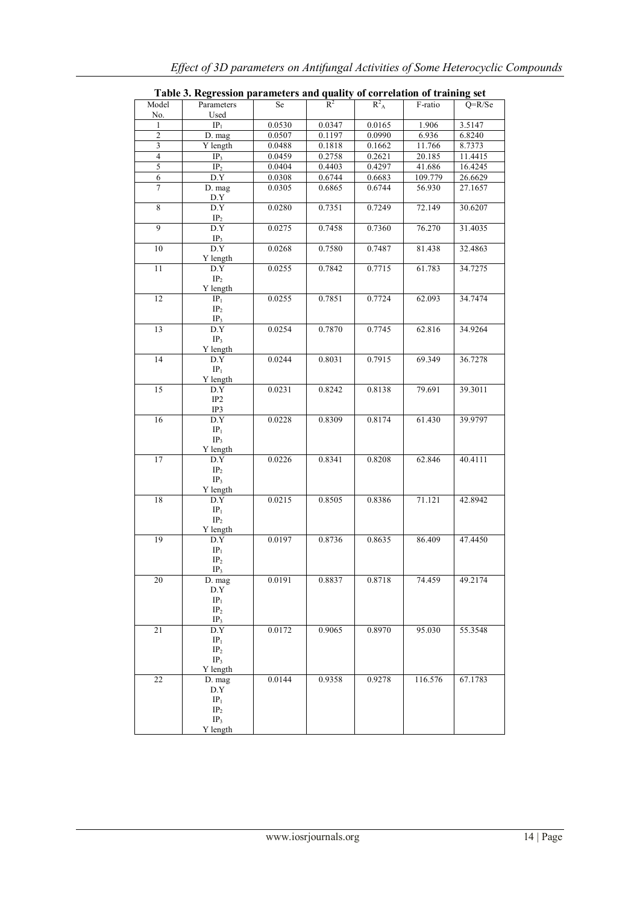**Table 3. Regression parameters and quality of correlation of training set**

| Model No. | Parameters Used | Se | $R^2$ | $R^2_A$ | F-ratio | Q=R/Se |
|---|---|---|---|---|---|---|
| 1 | $IP_1$ | 0.0530 | 0.0347 | 0.0165 | 1.906 | 3.5147 |
| 2 | D. mag | 0.0507 | 0.1197 | 0.0990 | 6.936 | 6.8240 |
| 3 | Y length | 0.0488 | 0.1818 | 0.1662 | 11.766 | 8.7373 |
| 4 | $IP_3$ | 0.0459 | 0.2758 | 0.2621 | 20.185 | 11.4415 |
| 5 | $IP_2$ | 0.0404 | 0.4403 | 0.4297 | 41.686 | 16.4245 |
| 6 | D.Y | 0.0308 | 0.6744 | 0.6683 | 109.779 | 26.6629 |
| 7 | D. mag<br>D.Y | 0.0305 | 0.6865 | 0.6744 | 56.930 | 27.1657 |
| 8 | D.Y<br>$IP_2$ | 0.0280 | 0.7351 | 0.7249 | 72.149 | 30.6207 |
| 9 | D.Y<br>$IP_3$ | 0.0275 | 0.7458 | 0.7360 | 76.270 | 31.4035 |
| 10 | D.Y<br>Y length | 0.0268 | 0.7580 | 0.7487 | 81.438 | 32.4863 |
| 11 | D.Y<br>$IP_2$<br>Y length | 0.0255 | 0.7842 | 0.7715 | 61.783 | 34.7275 |
| 12 | $IP_1$<br>$IP_2$<br>$IP_3$ | 0.0255 | 0.7851 | 0.7724 | 62.093 | 34.7474 |
| 13 | D.Y<br>$IP_3$<br>Y length | 0.0254 | 0.7870 | 0.7745 | 62.816 | 34.9264 |
| 14 | D.Y<br>$IP_1$<br>Y length | 0.0244 | 0.8031 | 0.7915 | 69.349 | 36.7278 |
| 15 | D.Y<br>IP2<br>IP3 | 0.0231 | 0.8242 | 0.8138 | 79.691 | 39.3011 |
| 16 | D.Y<br>$IP_1$<br>$IP_3$<br>Y length | 0.0228 | 0.8309 | 0.8174 | 61.430 | 39.9797 |
| 17 | D.Y<br>$IP_2$<br>$IP_3$<br>Y length | 0.0226 | 0.8341 | 0.8208 | 62.846 | 40.4111 |
| 18 | D.Y<br>$IP_1$<br>$IP_2$<br>Y length | 0.0215 | 0.8505 | 0.8386 | 71.121 | 42.8942 |
| 19 | D.Y<br>$IP_1$<br>$IP_2$<br>$IP_3$ | 0.0197 | 0.8736 | 0.8635 | 86.409 | 47.4450 |
| 20 | D. mag<br>D.Y<br>$IP_1$<br>$IP_2$<br>$IP_3$ | 0.0191 | 0.8837 | 0.8718 | 74.459 | 49.2174 |
| 21 | D.Y<br>$IP_1$<br>$IP_2$<br>$IP_3$<br>Y length | 0.0172 | 0.9065 | 0.8970 | 95.030 | 55.3548 |
| 22 | D. mag<br>D.Y<br>$IP_1$<br>$IP_2$<br>$IP_3$<br>Y length | 0.0144 | 0.9358 | 0.9278 | 116.576 | 67.1783 |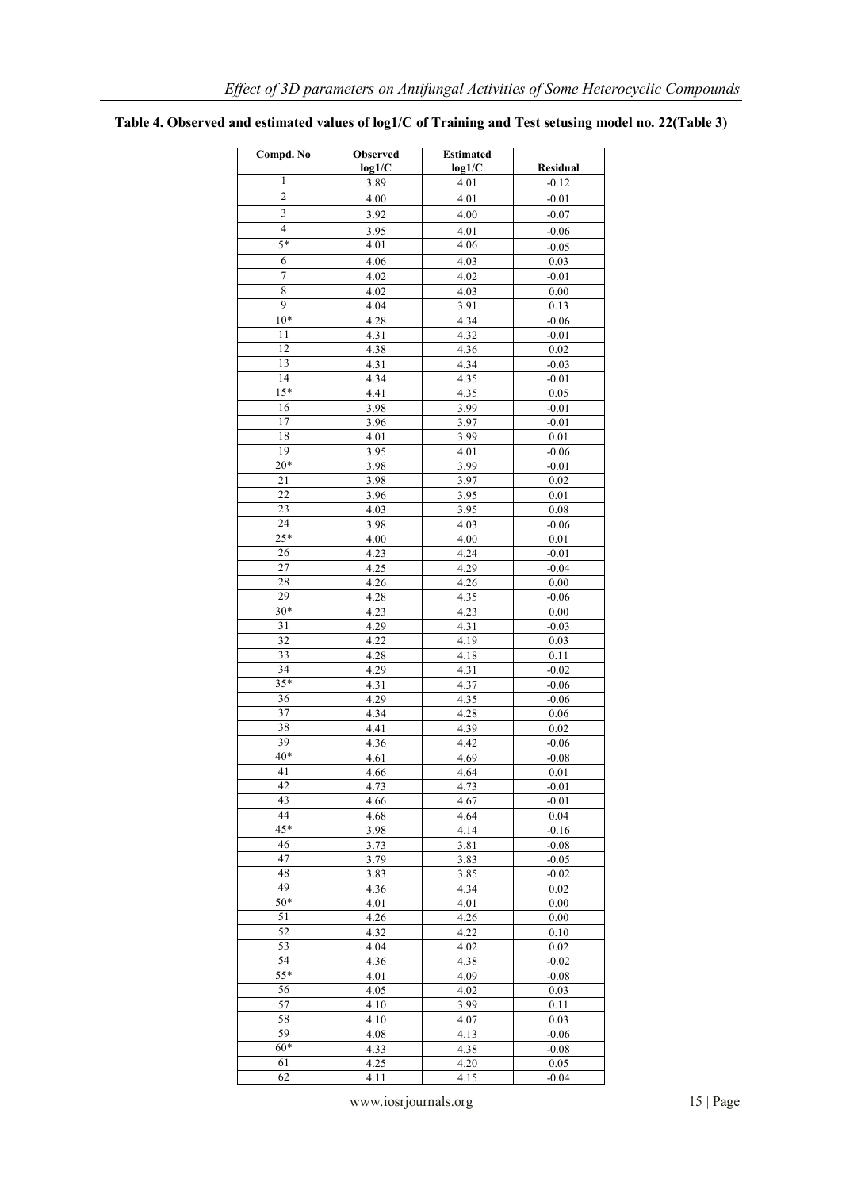**Table 4. Observed and estimated values of log1/C of Training and Test setusing model no. 22(Table 3)**

| Compd. No | Observed log1/C | Estimated log1/C | Residual |
|---|---|---|---|
| 1 | 3.89 | 4.01 | -0.12 |
| 2 | 4.00 | 4.01 | -0.01 |
| 3 | 3.92 | 4.00 | -0.07 |
| 4 | 3.95 | 4.01 | -0.06 |
| 5* | 4.01 | 4.06 | -0.05 |
| 6 | 4.06 | 4.03 | 0.03 |
| 7 | 4.02 | 4.02 | -0.01 |
| 8 | 4.02 | 4.03 | 0.00 |
| 9 | 4.04 | 3.91 | 0.13 |
| 10* | 4.28 | 4.34 | -0.06 |
| 11 | 4.31 | 4.32 | -0.01 |
| 12 | 4.38 | 4.36 | 0.02 |
| 13 | 4.31 | 4.34 | -0.03 |
| 14 | 4.34 | 4.35 | -0.01 |
| 15* | 4.41 | 4.35 | 0.05 |
| 16 | 3.98 | 3.99 | -0.01 |
| 17 | 3.96 | 3.97 | -0.01 |
| 18 | 4.01 | 3.99 | 0.01 |
| 19 | 3.95 | 4.01 | -0.06 |
| 20* | 3.98 | 3.99 | -0.01 |
| 21 | 3.98 | 3.97 | 0.02 |
| 22 | 3.96 | 3.95 | 0.01 |
| 23 | 4.03 | 3.95 | 0.08 |
| 24 | 3.98 | 4.03 | -0.06 |
| 25* | 4.00 | 4.00 | 0.01 |
| 26 | 4.23 | 4.24 | -0.01 |
| 27 | 4.25 | 4.29 | -0.04 |
| 28 | 4.26 | 4.26 | 0.00 |
| 29 | 4.28 | 4.35 | -0.06 |
| 30* | 4.23 | 4.23 | 0.00 |
| 31 | 4.29 | 4.31 | -0.03 |
| 32 | 4.22 | 4.19 | 0.03 |
| 33 | 4.28 | 4.18 | 0.11 |
| 34 | 4.29 | 4.31 | -0.02 |
| 35* | 4.31 | 4.37 | -0.06 |
| 36 | 4.29 | 4.35 | -0.06 |
| 37 | 4.34 | 4.28 | 0.06 |
| 38 | 4.41 | 4.39 | 0.02 |
| 39 | 4.36 | 4.42 | -0.06 |
| 40* | 4.61 | 4.69 | -0.08 |
| 41 | 4.66 | 4.64 | 0.01 |
| 42 | 4.73 | 4.73 | -0.01 |
| 43 | 4.66 | 4.67 | -0.01 |
| 44 | 4.68 | 4.64 | 0.04 |
| 45* | 3.98 | 4.14 | -0.16 |
| 46 | 3.73 | 3.81 | -0.08 |
| 47 | 3.79 | 3.83 | -0.05 |
| 48 | 3.83 | 3.85 | -0.02 |
| 49 | 4.36 | 4.34 | 0.02 |
| 50* | 4.01 | 4.01 | 0.00 |
| 51 | 4.26 | 4.26 | 0.00 |
| 52 | 4.32 | 4.22 | 0.10 |
| 53 | 4.04 | 4.02 | 0.02 |
| 54 | 4.36 | 4.38 | -0.02 |
| 55* | 4.01 | 4.09 | -0.08 |
| 56 | 4.05 | 4.02 | 0.03 |
| 57 | 4.10 | 3.99 | 0.11 |
| 58 | 4.10 | 4.07 | 0.03 |
| 59 | 4.08 | 4.13 | -0.06 |
| 60* | 4.33 | 4.38 | -0.08 |
| 61 | 4.25 | 4.20 | 0.05 |
| 62 | 4.11 | 4.15 | -0.04 |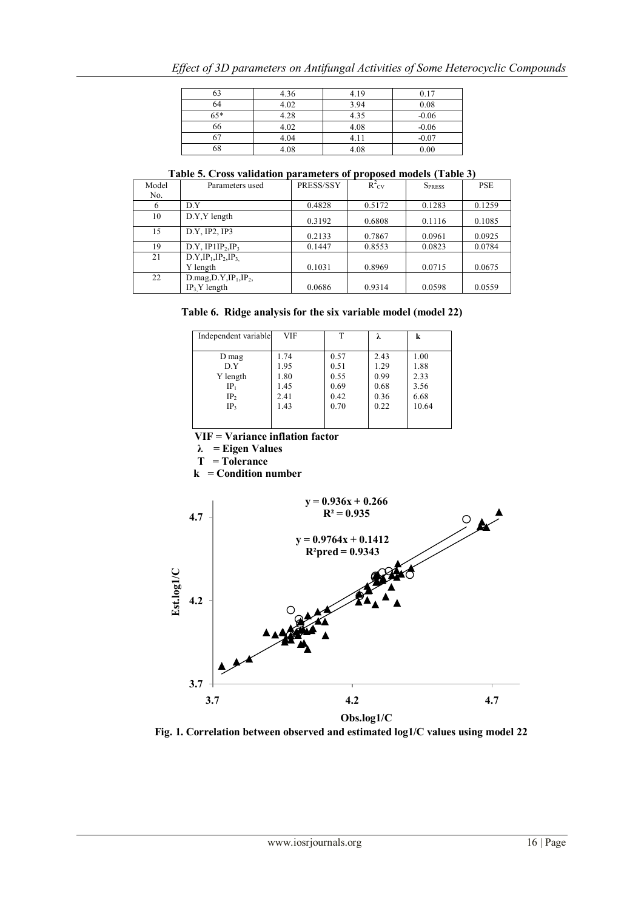| 63 | 4.36 | 4.19 | 0.17 |
|---|---|---|---|
| 64 | 4.02 | 3.94 | 0.08 |
| 65* | 4.28 | 4.35 | -0.06 |
| 66 | 4.02 | 4.08 | -0.06 |
| 67 | 4.04 | 4.11 | -0.07 |
| 68 | 4.08 | 4.08 | 0.00 |

**Table 5. Cross validation parameters of proposed models (Table 3)**

| Model No. | Parameters used | PRESS/SSY | $R^2_{CV}$ | $S_{PRESS}$ | PSE |
|---|---|---|---|---|---|
| 6 | D.Y | 0.4828 | 0.5172 | 0.1283 | 0.1259 |
| 10 | D.Y,Y length | 0.3192 | 0.6808 | 0.1116 | 0.1085 |
| 15 | D.Y, IP2, IP3 | 0.2133 | 0.7867 | 0.0961 | 0.0925 |
| 19 | D.Y, IP1IP$_2$,IP$_3$ | 0.1447 | 0.8553 | 0.0823 | 0.0784 |
| 21 | D.Y,IP$_1$,IP$_2$,IP$_3$, Y length | 0.1031 | 0.8969 | 0.0715 | 0.0675 |
| 22 | D.mag,D.Y,IP$_1$,IP$_2$, IP$_3$,Y length | 0.0686 | 0.9314 | 0.0598 | 0.0559 |

**Table 6. Ridge analysis for the six variable model (model 22)**

| Independent variable | VIF | T | λ | k |
|---|---|---|---|---|
| D mag | 1.74 | 0.57 | 2.43 | 1.00 |
| D.Y | 1.95 | 0.51 | 1.29 | 1.88 |
| Y length | 1.80 | 0.55 | 0.99 | 2.33 |
| IP$_1$ | 1.45 | 0.69 | 0.68 | 3.56 |
| IP$_2$ | 2.41 | 0.42 | 0.36 | 6.68 |
| IP$_3$ | 1.43 | 0.70 | 0.22 | 10.64 |

**VIF = Variance inflation factor**
**λ = Eigen Values**
**T = Tolerance**
**k = Condition number**

**Fig. 1. Correlation between observed and estimated log1/C values using model 22**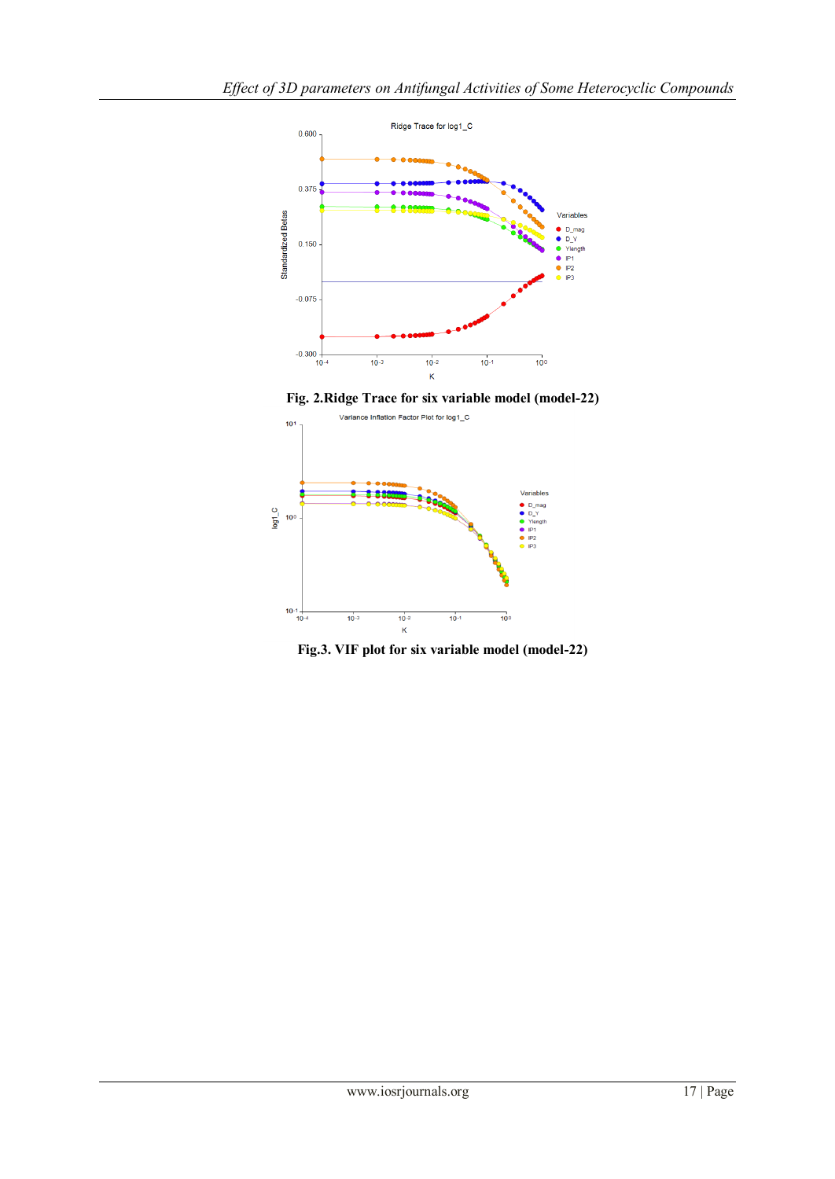Ridge Trace for log1_C

0.600

0.375

0.150

-0.075

-0.300

Standardized Betas

$10^{-4}$ $10^{-3}$ $10^{-2}$ $10^{-1}$ $10^{0}$

K

Variables
D_mag
D_Y
Ylength
IP1
IP2
IP3

**Fig. 2.Ridge Trace for six variable model (model-22)**

Variance Inflation Factor Plot for log1_C

$10^{1}$

$10^{0}$

$10^{-1}$

log1_C

$10^{-4}$ $10^{-3}$ $10^{-2}$ $10^{-1}$ $10^{0}$

K

Variables
D_mag
D_Y
Ylength
IP1
IP2
IP3

**Fig.3. VIF plot for six variable model (model-22)**